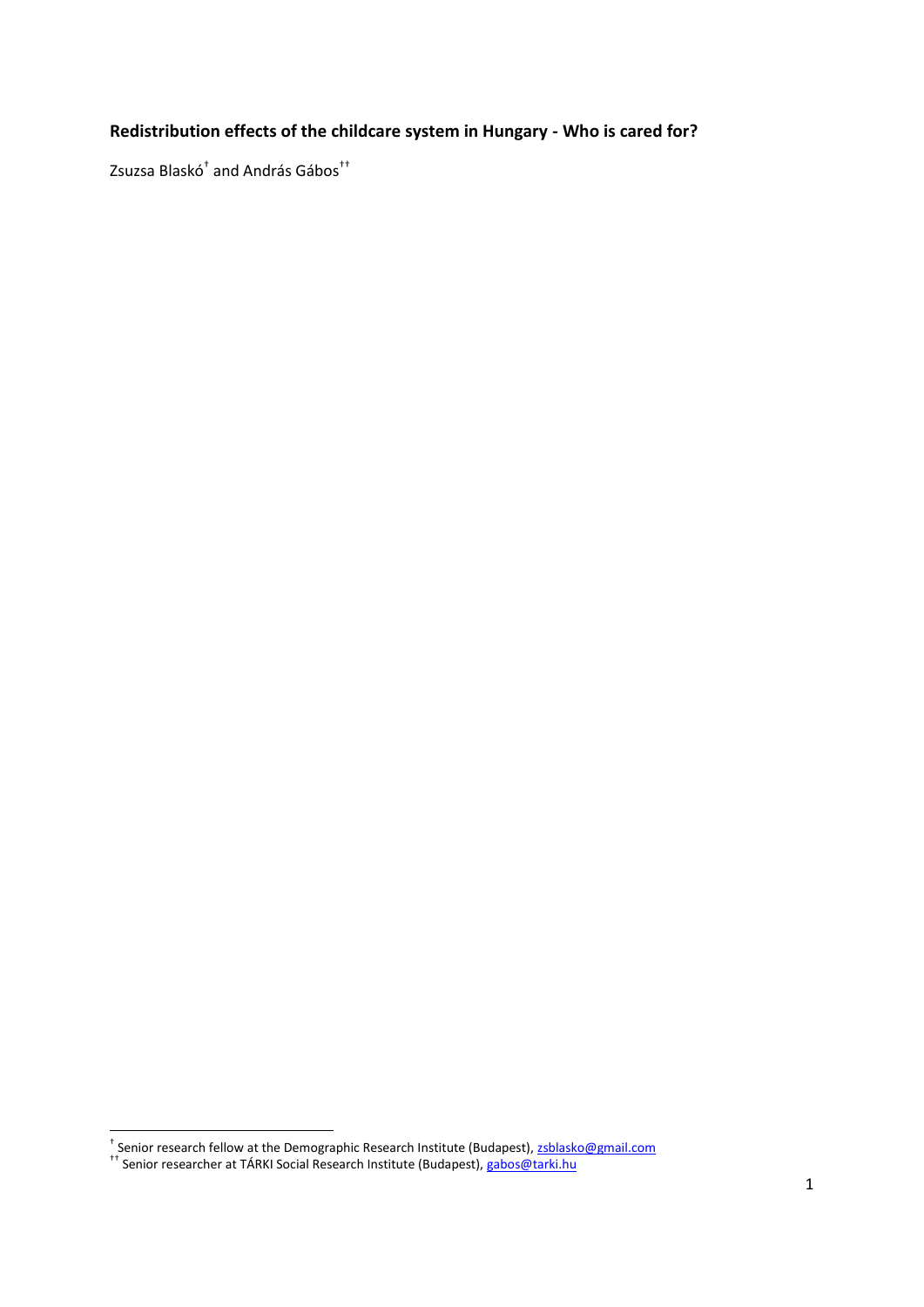# Redistribution effects of the childcare system in Hungary - Who is cared for?

Zsuzsa Blaskó[†] and András Gábos[††]

[†] Senior research fellow at the Demographic Research Institute (Budapest), zsblasko@gmail.com

[††] Senior researcher at TÁRKI Social Research Institute (Budapest), gabos@tarki.hu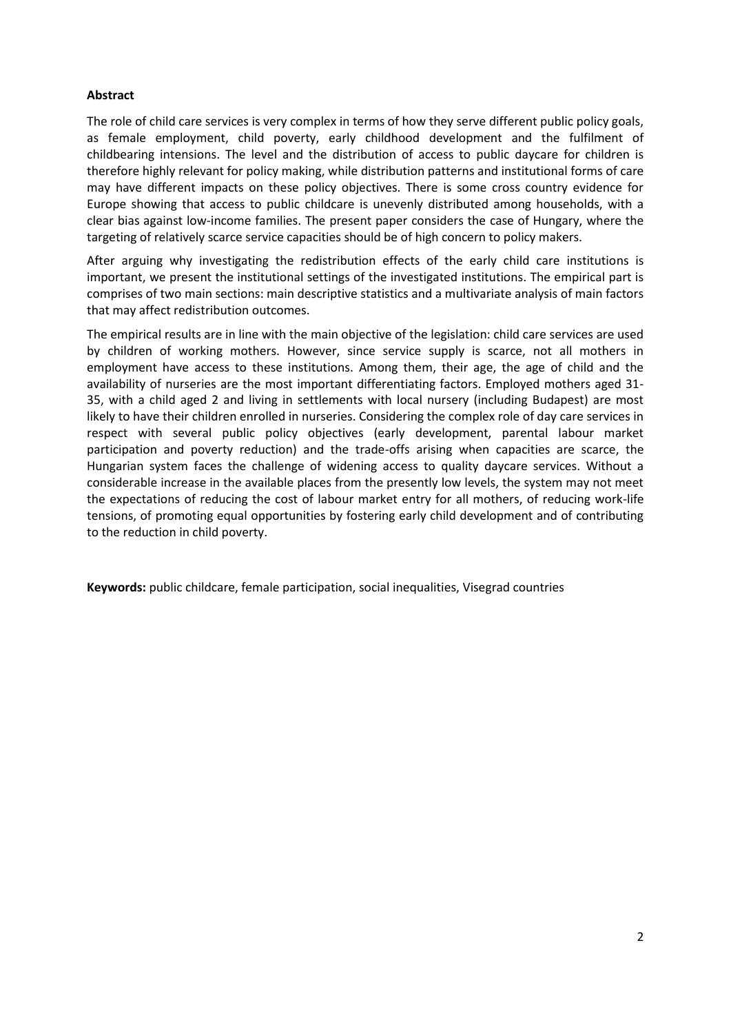**Abstract**

The role of child care services is very complex in terms of how they serve different public policy goals, as female employment, child poverty, early childhood development and the fulfilment of childbearing intensions. The level and the distribution of access to public daycare for children is therefore highly relevant for policy making, while distribution patterns and institutional forms of care may have different impacts on these policy objectives. There is some cross country evidence for Europe showing that access to public childcare is unevenly distributed among households, with a clear bias against low-income families. The present paper considers the case of Hungary, where the targeting of relatively scarce service capacities should be of high concern to policy makers.

After arguing why investigating the redistribution effects of the early child care institutions is important, we present the institutional settings of the investigated institutions. The empirical part is comprises of two main sections: main descriptive statistics and a multivariate analysis of main factors that may affect redistribution outcomes.

The empirical results are in line with the main objective of the legislation: child care services are used by children of working mothers. However, since service supply is scarce, not all mothers in employment have access to these institutions. Among them, their age, the age of child and the availability of nurseries are the most important differentiating factors. Employed mothers aged 31-35, with a child aged 2 and living in settlements with local nursery (including Budapest) are most likely to have their children enrolled in nurseries. Considering the complex role of day care services in respect with several public policy objectives (early development, parental labour market participation and poverty reduction) and the trade-offs arising when capacities are scarce, the Hungarian system faces the challenge of widening access to quality daycare services. Without a considerable increase in the available places from the presently low levels, the system may not meet the expectations of reducing the cost of labour market entry for all mothers, of reducing work-life tensions, of promoting equal opportunities by fostering early child development and of contributing to the reduction in child poverty.

**Keywords:** public childcare, female participation, social inequalities, Visegrad countries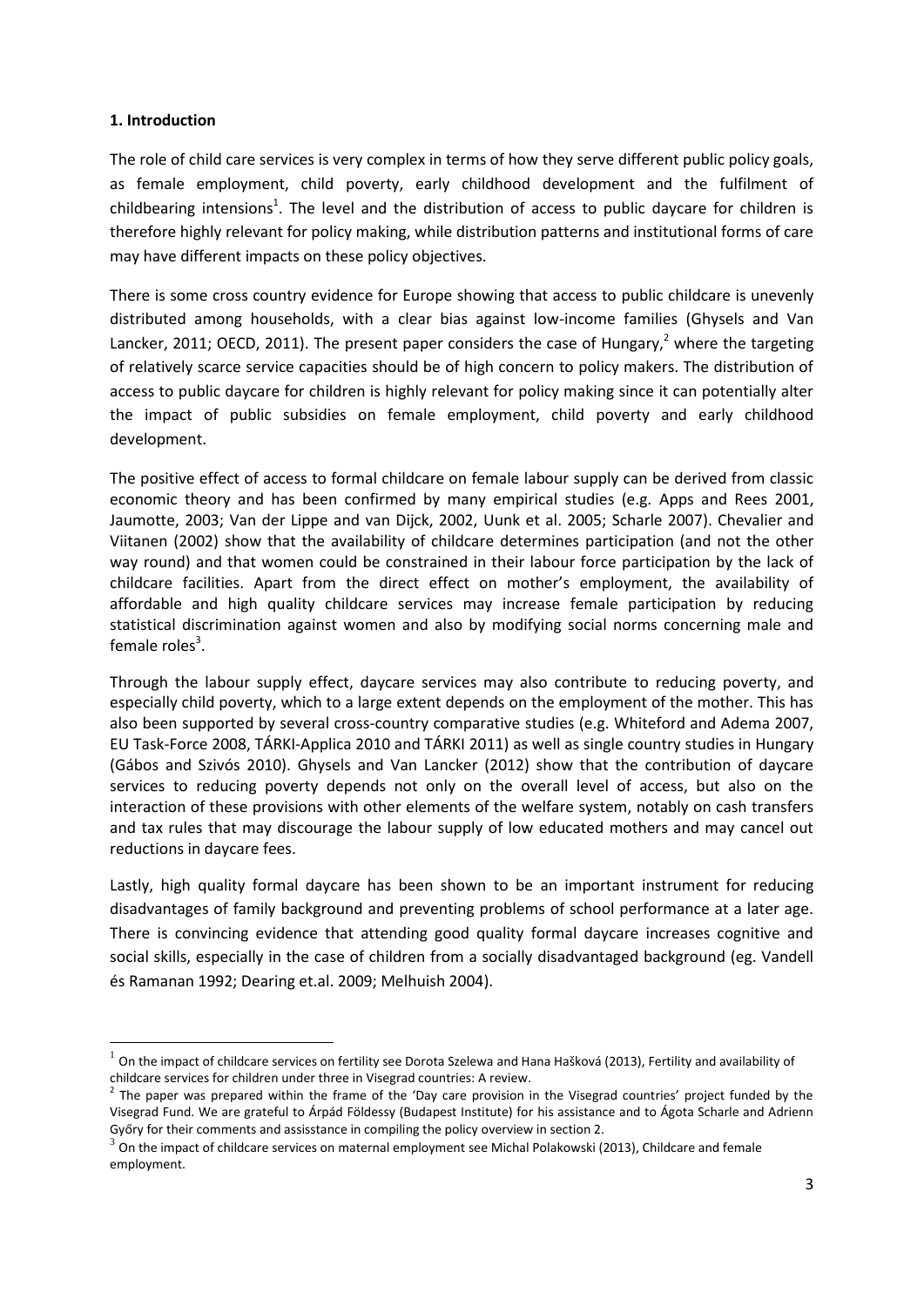## 1. Introduction

The role of child care services is very complex in terms of how they serve different public policy goals, as female employment, child poverty, early childhood development and the fulfilment of childbearing intensions[1]. The level and the distribution of access to public daycare for children is therefore highly relevant for policy making, while distribution patterns and institutional forms of care may have different impacts on these policy objectives.

There is some cross country evidence for Europe showing that access to public childcare is unevenly distributed among households, with a clear bias against low-income families (Ghysels and Van Lancker, 2011; OECD, 2011). The present paper considers the case of Hungary,[2] where the targeting of relatively scarce service capacities should be of high concern to policy makers. The distribution of access to public daycare for children is highly relevant for policy making since it can potentially alter the impact of public subsidies on female employment, child poverty and early childhood development.

The positive effect of access to formal childcare on female labour supply can be derived from classic economic theory and has been confirmed by many empirical studies (e.g. Apps and Rees 2001, Jaumotte, 2003; Van der Lippe and van Dijck, 2002, Uunk et al. 2005; Scharle 2007). Chevalier and Viitanen (2002) show that the availability of childcare determines participation (and not the other way round) and that women could be constrained in their labour force participation by the lack of childcare facilities. Apart from the direct effect on mother's employment, the availability of affordable and high quality childcare services may increase female participation by reducing statistical discrimination against women and also by modifying social norms concerning male and female roles[3].

Through the labour supply effect, daycare services may also contribute to reducing poverty, and especially child poverty, which to a large extent depends on the employment of the mother. This has also been supported by several cross-country comparative studies (e.g. Whiteford and Adema 2007, EU Task-Force 2008, TÁRKI-Applica 2010 and TÁRKI 2011) as well as single country studies in Hungary (Gábos and Szivós 2010). Ghysels and Van Lancker (2012) show that the contribution of daycare services to reducing poverty depends not only on the overall level of access, but also on the interaction of these provisions with other elements of the welfare system, notably on cash transfers and tax rules that may discourage the labour supply of low educated mothers and may cancel out reductions in daycare fees.

Lastly, high quality formal daycare has been shown to be an important instrument for reducing disadvantages of family background and preventing problems of school performance at a later age. There is convincing evidence that attending good quality formal daycare increases cognitive and social skills, especially in the case of children from a socially disadvantaged background (eg. Vandell és Ramanan 1992; Dearing et.al. 2009; Melhuish 2004).

---

[1] On the impact of childcare services on fertility see Dorota Szelewa and Hana Hašková (2013), Fertility and availability of childcare services for children under three in Visegrad countries: A review.

[2] The paper was prepared within the frame of the 'Day care provision in the Visegrad countries' project funded by the Visegrad Fund. We are grateful to Árpád Földessy (Budapest Institute) for his assistance and to Ágota Scharle and Adrienn Győry for their comments and assisstance in compiling the policy overview in section 2.

[3] On the impact of childcare services on maternal employment see Michal Polakowski (2013), Childcare and female employment.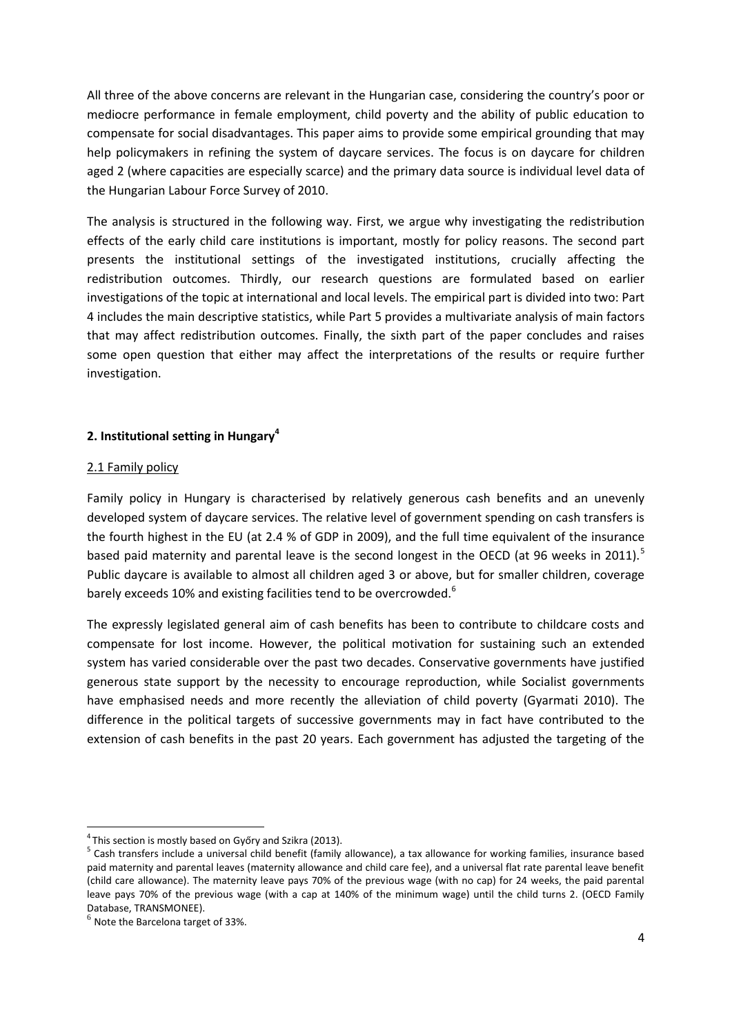All three of the above concerns are relevant in the Hungarian case, considering the country's poor or mediocre performance in female employment, child poverty and the ability of public education to compensate for social disadvantages. This paper aims to provide some empirical grounding that may help policymakers in refining the system of daycare services. The focus is on daycare for children aged 2 (where capacities are especially scarce) and the primary data source is individual level data of the Hungarian Labour Force Survey of 2010.

The analysis is structured in the following way. First, we argue why investigating the redistribution effects of the early child care institutions is important, mostly for policy reasons. The second part presents the institutional settings of the investigated institutions, crucially affecting the redistribution outcomes. Thirdly, our research questions are formulated based on earlier investigations of the topic at international and local levels. The empirical part is divided into two: Part 4 includes the main descriptive statistics, while Part 5 provides a multivariate analysis of main factors that may affect redistribution outcomes. Finally, the sixth part of the paper concludes and raises some open question that either may affect the interpretations of the results or require further investigation.

## 2. Institutional setting in Hungary[4]

### 2.1 Family policy

Family policy in Hungary is characterised by relatively generous cash benefits and an unevenly developed system of daycare services. The relative level of government spending on cash transfers is the fourth highest in the EU (at 2.4 % of GDP in 2009), and the full time equivalent of the insurance based paid maternity and parental leave is the second longest in the OECD (at 96 weeks in 2011).[5] Public daycare is available to almost all children aged 3 or above, but for smaller children, coverage barely exceeds 10% and existing facilities tend to be overcrowded.[6]

The expressly legislated general aim of cash benefits has been to contribute to childcare costs and compensate for lost income. However, the political motivation for sustaining such an extended system has varied considerable over the past two decades. Conservative governments have justified generous state support by the necessity to encourage reproduction, while Socialist governments have emphasised needs and more recently the alleviation of child poverty (Gyarmati 2010). The difference in the political targets of successive governments may in fact have contributed to the extension of cash benefits in the past 20 years. Each government has adjusted the targeting of the

---

[4] This section is mostly based on Győry and Szikra (2013).

[5] Cash transfers include a universal child benefit (family allowance), a tax allowance for working families, insurance based paid maternity and parental leaves (maternity allowance and child care fee), and a universal flat rate parental leave benefit (child care allowance). The maternity leave pays 70% of the previous wage (with no cap) for 24 weeks, the paid parental leave pays 70% of the previous wage (with a cap at 140% of the minimum wage) until the child turns 2. (OECD Family Database, TRANSMONEE).

[6] Note the Barcelona target of 33%.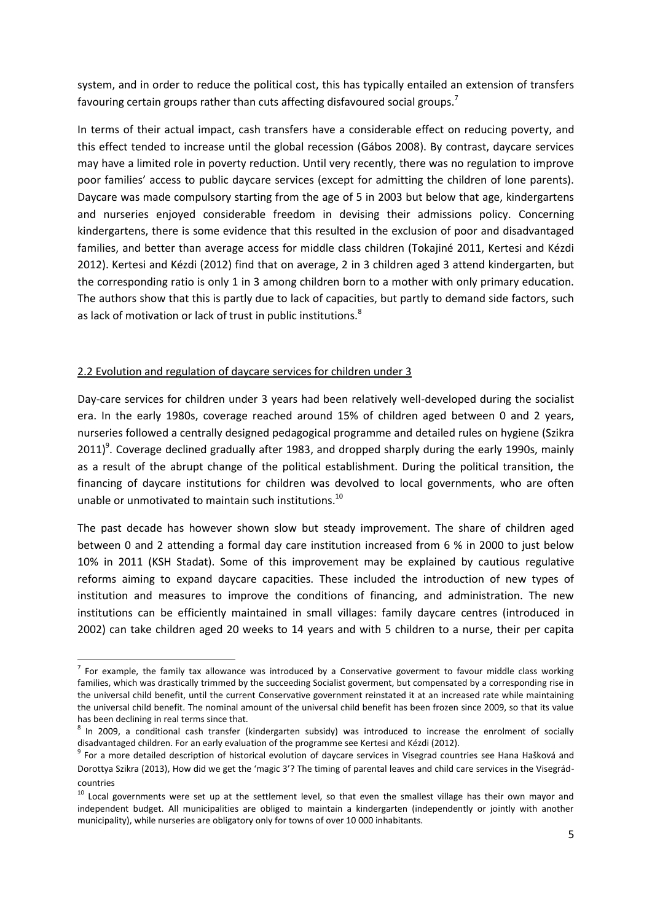system, and in order to reduce the political cost, this has typically entailed an extension of transfers favouring certain groups rather than cuts affecting disfavoured social groups.[7]

In terms of their actual impact, cash transfers have a considerable effect on reducing poverty, and this effect tended to increase until the global recession (Gábos 2008). By contrast, daycare services may have a limited role in poverty reduction. Until very recently, there was no regulation to improve poor families' access to public daycare services (except for admitting the children of lone parents). Daycare was made compulsory starting from the age of 5 in 2003 but below that age, kindergartens and nurseries enjoyed considerable freedom in devising their admissions policy. Concerning kindergartens, there is some evidence that this resulted in the exclusion of poor and disadvantaged families, and better than average access for middle class children (Tokajiné 2011, Kertesi and Kézdi 2012). Kertesi and Kézdi (2012) find that on average, 2 in 3 children aged 3 attend kindergarten, but the corresponding ratio is only 1 in 3 among children born to a mother with only primary education. The authors show that this is partly due to lack of capacities, but partly to demand side factors, such as lack of motivation or lack of trust in public institutions.[8]

## 2.2 Evolution and regulation of daycare services for children under 3

Day-care services for children under 3 years had been relatively well-developed during the socialist era. In the early 1980s, coverage reached around 15% of children aged between 0 and 2 years, nurseries followed a centrally designed pedagogical programme and detailed rules on hygiene (Szikra 2011)[9]. Coverage declined gradually after 1983, and dropped sharply during the early 1990s, mainly as a result of the abrupt change of the political establishment. During the political transition, the financing of daycare institutions for children was devolved to local governments, who are often unable or unmotivated to maintain such institutions.[10]

The past decade has however shown slow but steady improvement. The share of children aged between 0 and 2 attending a formal day care institution increased from 6 % in 2000 to just below 10% in 2011 (KSH Stadat). Some of this improvement may be explained by cautious regulative reforms aiming to expand daycare capacities. These included the introduction of new types of institution and measures to improve the conditions of financing, and administration. The new institutions can be efficiently maintained in small villages: family daycare centres (introduced in 2002) can take children aged 20 weeks to 14 years and with 5 children to a nurse, their per capita

---

[7] For example, the family tax allowance was introduced by a Conservative goverment to favour middle class working families, which was drastically trimmed by the succeeding Socialist goverment, but compensated by a corresponding rise in the universal child benefit, until the current Conservative government reinstated it at an increased rate while maintaining the universal child benefit. The nominal amount of the universal child benefit has been frozen since 2009, so that its value has been declining in real terms since that.

[8] In 2009, a conditional cash transfer (kindergarten subsidy) was introduced to increase the enrolment of socially disadvantaged children. For an early evaluation of the programme see Kertesi and Kézdi (2012).

[9] For a more detailed description of historical evolution of daycare services in Visegrad countries see Hana Hašková and Dorottya Szikra (2013), How did we get the 'magic 3'? The timing of parental leaves and child care services in the Visegrád-countries

[10] Local governments were set up at the settlement level, so that even the smallest village has their own mayor and independent budget. All municipalities are obliged to maintain a kindergarten (independently or jointly with another municipality), while nurseries are obligatory only for towns of over 10 000 inhabitants.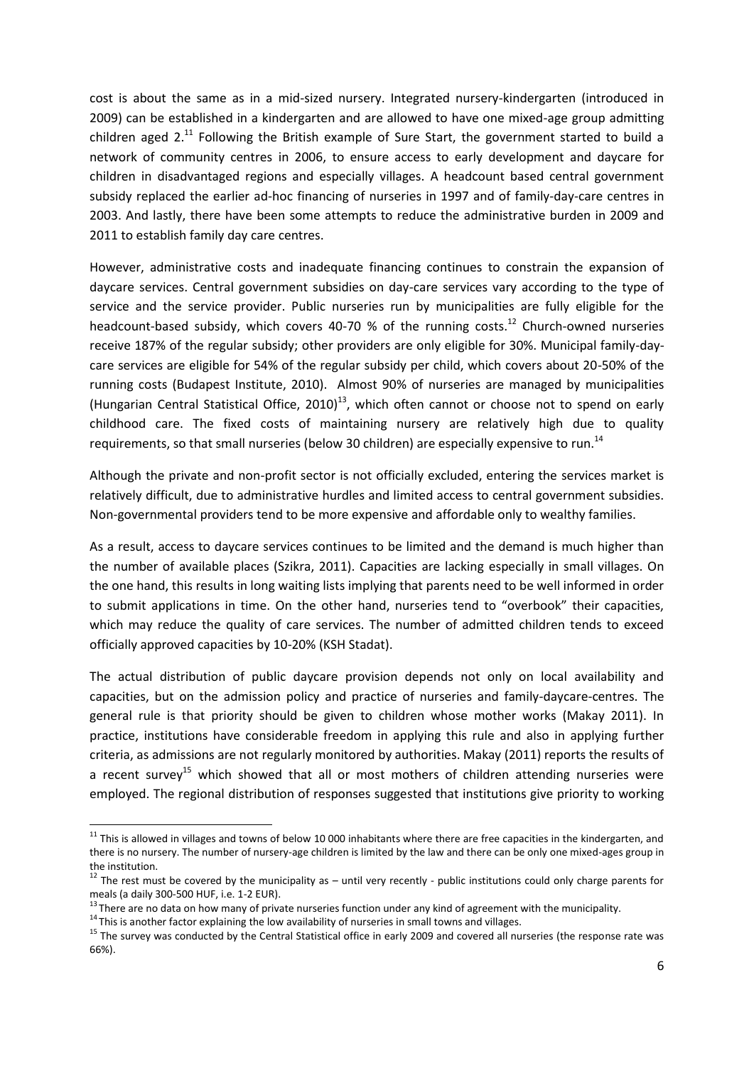cost is about the same as in a mid-sized nursery. Integrated nursery-kindergarten (introduced in 2009) can be established in a kindergarten and are allowed to have one mixed-age group admitting children aged 2.[11] Following the British example of Sure Start, the government started to build a network of community centres in 2006, to ensure access to early development and daycare for children in disadvantaged regions and especially villages. A headcount based central government subsidy replaced the earlier ad-hoc financing of nurseries in 1997 and of family-day-care centres in 2003. And lastly, there have been some attempts to reduce the administrative burden in 2009 and 2011 to establish family day care centres.

However, administrative costs and inadequate financing continues to constrain the expansion of daycare services. Central government subsidies on day-care services vary according to the type of service and the service provider. Public nurseries run by municipalities are fully eligible for the headcount-based subsidy, which covers 40-70 % of the running costs.[12] Church-owned nurseries receive 187% of the regular subsidy; other providers are only eligible for 30%. Municipal family-day-care services are eligible for 54% of the regular subsidy per child, which covers about 20-50% of the running costs (Budapest Institute, 2010). Almost 90% of nurseries are managed by municipalities (Hungarian Central Statistical Office, 2010)[13], which often cannot or choose not to spend on early childhood care. The fixed costs of maintaining nursery are relatively high due to quality requirements, so that small nurseries (below 30 children) are especially expensive to run.[14]

Although the private and non-profit sector is not officially excluded, entering the services market is relatively difficult, due to administrative hurdles and limited access to central government subsidies. Non-governmental providers tend to be more expensive and affordable only to wealthy families.

As a result, access to daycare services continues to be limited and the demand is much higher than the number of available places (Szikra, 2011). Capacities are lacking especially in small villages. On the one hand, this results in long waiting lists implying that parents need to be well informed in order to submit applications in time. On the other hand, nurseries tend to "overbook" their capacities, which may reduce the quality of care services. The number of admitted children tends to exceed officially approved capacities by 10-20% (KSH Stadat).

The actual distribution of public daycare provision depends not only on local availability and capacities, but on the admission policy and practice of nurseries and family-daycare-centres. The general rule is that priority should be given to children whose mother works (Makay 2011). In practice, institutions have considerable freedom in applying this rule and also in applying further criteria, as admissions are not regularly monitored by authorities. Makay (2011) reports the results of a recent survey[15] which showed that all or most mothers of children attending nurseries were employed. The regional distribution of responses suggested that institutions give priority to working

---

[11] This is allowed in villages and towns of below 10 000 inhabitants where there are free capacities in the kindergarten, and there is no nursery. The number of nursery-age children is limited by the law and there can be only one mixed-ages group in the institution.

[12] The rest must be covered by the municipality as – until very recently - public institutions could only charge parents for meals (a daily 300-500 HUF, i.e. 1-2 EUR).

[13] There are no data on how many of private nurseries function under any kind of agreement with the municipality.

[14] This is another factor explaining the low availability of nurseries in small towns and villages.

[15] The survey was conducted by the Central Statistical office in early 2009 and covered all nurseries (the response rate was 66%).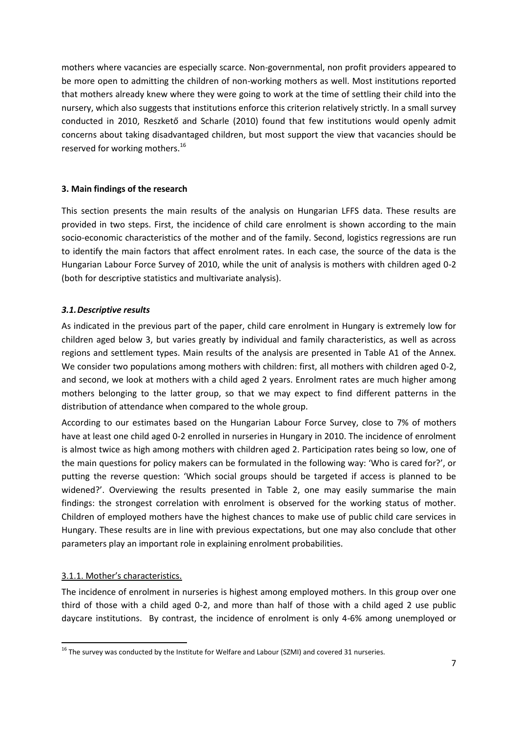mothers where vacancies are especially scarce. Non-governmental, non profit providers appeared to be more open to admitting the children of non-working mothers as well. Most institutions reported that mothers already knew where they were going to work at the time of settling their child into the nursery, which also suggests that institutions enforce this criterion relatively strictly. In a small survey conducted in 2010, Reszkető and Scharle (2010) found that few institutions would openly admit concerns about taking disadvantaged children, but most support the view that vacancies should be reserved for working mothers.[16]

### 3. Main findings of the research

This section presents the main results of the analysis on Hungarian LFFS data. These results are provided in two steps. First, the incidence of child care enrolment is shown according to the main socio-economic characteristics of the mother and of the family. Second, logistics regressions are run to identify the main factors that affect enrolment rates. In each case, the source of the data is the Hungarian Labour Force Survey of 2010, while the unit of analysis is mothers with children aged 0-2 (both for descriptive statistics and multivariate analysis).

#### *3.1. Descriptive results*

As indicated in the previous part of the paper, child care enrolment in Hungary is extremely low for children aged below 3, but varies greatly by individual and family characteristics, as well as across regions and settlement types. Main results of the analysis are presented in Table A1 of the Annex. We consider two populations among mothers with children: first, all mothers with children aged 0-2, and second, we look at mothers with a child aged 2 years. Enrolment rates are much higher among mothers belonging to the latter group, so that we may expect to find different patterns in the distribution of attendance when compared to the whole group.

According to our estimates based on the Hungarian Labour Force Survey, close to 7% of mothers have at least one child aged 0-2 enrolled in nurseries in Hungary in 2010. The incidence of enrolment is almost twice as high among mothers with children aged 2. Participation rates being so low, one of the main questions for policy makers can be formulated in the following way: 'Who is cared for?', or putting the reverse question: 'Which social groups should be targeted if access is planned to be widened?'. Overviewing the results presented in Table 2, one may easily summarise the main findings: the strongest correlation with enrolment is observed for the working status of mother. Children of employed mothers have the highest chances to make use of public child care services in Hungary. These results are in line with previous expectations, but one may also conclude that other parameters play an important role in explaining enrolment probabilities.

3.1.1. Mother's characteristics.

The incidence of enrolment in nurseries is highest among employed mothers. In this group over one third of those with a child aged 0-2, and more than half of those with a child aged 2 use public daycare institutions. By contrast, the incidence of enrolment is only 4-6% among unemployed or

---

[16] The survey was conducted by the Institute for Welfare and Labour (SZMI) and covered 31 nurseries.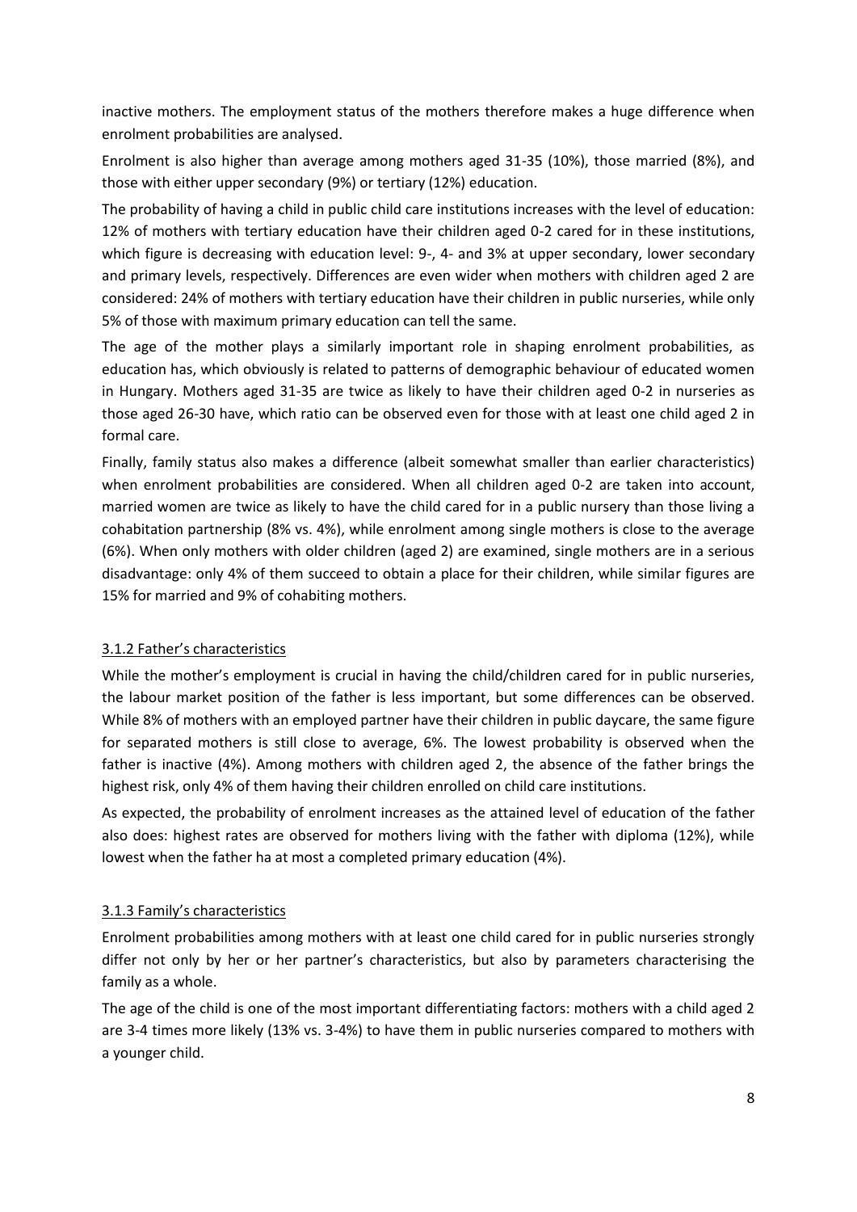inactive mothers. The employment status of the mothers therefore makes a huge difference when enrolment probabilities are analysed.

Enrolment is also higher than average among mothers aged 31-35 (10%), those married (8%), and those with either upper secondary (9%) or tertiary (12%) education.

The probability of having a child in public child care institutions increases with the level of education: 12% of mothers with tertiary education have their children aged 0-2 cared for in these institutions, which figure is decreasing with education level: 9-, 4- and 3% at upper secondary, lower secondary and primary levels, respectively. Differences are even wider when mothers with children aged 2 are considered: 24% of mothers with tertiary education have their children in public nurseries, while only 5% of those with maximum primary education can tell the same.

The age of the mother plays a similarly important role in shaping enrolment probabilities, as education has, which obviously is related to patterns of demographic behaviour of educated women in Hungary. Mothers aged 31-35 are twice as likely to have their children aged 0-2 in nurseries as those aged 26-30 have, which ratio can be observed even for those with at least one child aged 2 in formal care.

Finally, family status also makes a difference (albeit somewhat smaller than earlier characteristics) when enrolment probabilities are considered. When all children aged 0-2 are taken into account, married women are twice as likely to have the child cared for in a public nursery than those living a cohabitation partnership (8% vs. 4%), while enrolment among single mothers is close to the average (6%). When only mothers with older children (aged 2) are examined, single mothers are in a serious disadvantage: only 4% of them succeed to obtain a place for their children, while similar figures are 15% for married and 9% of cohabiting mothers.

### 3.1.2 Father's characteristics

While the mother's employment is crucial in having the child/children cared for in public nurseries, the labour market position of the father is less important, but some differences can be observed. While 8% of mothers with an employed partner have their children in public daycare, the same figure for separated mothers is still close to average, 6%. The lowest probability is observed when the father is inactive (4%). Among mothers with children aged 2, the absence of the father brings the highest risk, only 4% of them having their children enrolled on child care institutions.

As expected, the probability of enrolment increases as the attained level of education of the father also does: highest rates are observed for mothers living with the father with diploma (12%), while lowest when the father ha at most a completed primary education (4%).

### 3.1.3 Family's characteristics

Enrolment probabilities among mothers with at least one child cared for in public nurseries strongly differ not only by her or her partner's characteristics, but also by parameters characterising the family as a whole.

The age of the child is one of the most important differentiating factors: mothers with a child aged 2 are 3-4 times more likely (13% vs. 3-4%) to have them in public nurseries compared to mothers with a younger child.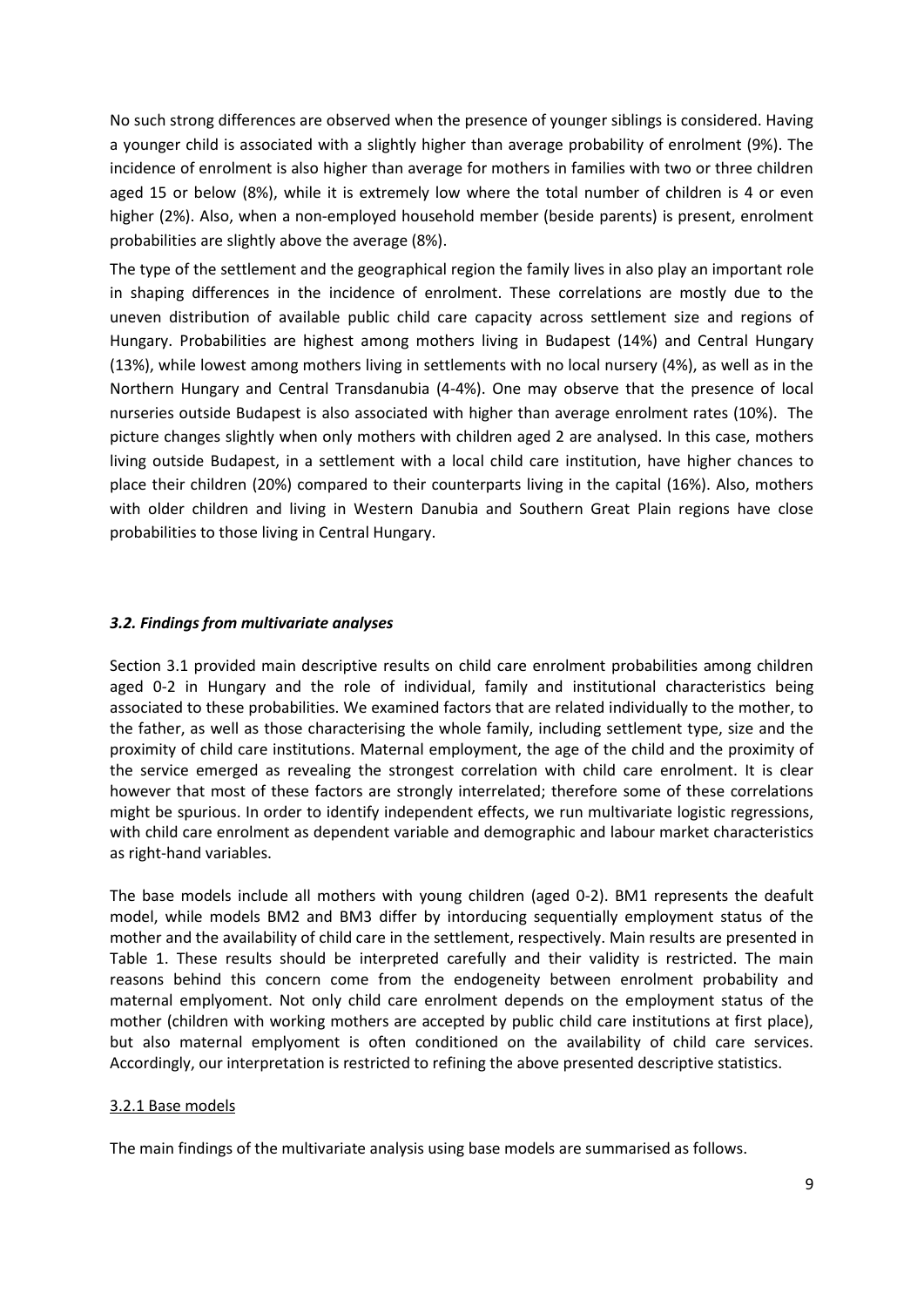No such strong differences are observed when the presence of younger siblings is considered. Having a younger child is associated with a slightly higher than average probability of enrolment (9%). The incidence of enrolment is also higher than average for mothers in families with two or three children aged 15 or below (8%), while it is extremely low where the total number of children is 4 or even higher (2%). Also, when a non-employed household member (beside parents) is present, enrolment probabilities are slightly above the average (8%).

The type of the settlement and the geographical region the family lives in also play an important role in shaping differences in the incidence of enrolment. These correlations are mostly due to the uneven distribution of available public child care capacity across settlement size and regions of Hungary. Probabilities are highest among mothers living in Budapest (14%) and Central Hungary (13%), while lowest among mothers living in settlements with no local nursery (4%), as well as in the Northern Hungary and Central Transdanubia (4-4%). One may observe that the presence of local nurseries outside Budapest is also associated with higher than average enrolment rates (10%). The picture changes slightly when only mothers with children aged 2 are analysed. In this case, mothers living outside Budapest, in a settlement with a local child care institution, have higher chances to place their children (20%) compared to their counterparts living in the capital (16%). Also, mothers with older children and living in Western Danubia and Southern Great Plain regions have close probabilities to those living in Central Hungary.

### *3.2. Findings from multivariate analyses*

Section 3.1 provided main descriptive results on child care enrolment probabilities among children aged 0-2 in Hungary and the role of individual, family and institutional characteristics being associated to these probabilities. We examined factors that are related individually to the mother, to the father, as well as those characterising the whole family, including settlement type, size and the proximity of child care institutions. Maternal employment, the age of the child and the proximity of the service emerged as revealing the strongest correlation with child care enrolment. It is clear however that most of these factors are strongly interrelated; therefore some of these correlations might be spurious. In order to identify independent effects, we run multivariate logistic regressions, with child care enrolment as dependent variable and demographic and labour market characteristics as right-hand variables.

The base models include all mothers with young children (aged 0-2). BM1 represents the deafult model, while models BM2 and BM3 differ by intorducing sequentially employment status of the mother and the availability of child care in the settlement, respectively. Main results are presented in Table 1. These results should be interpreted carefully and their validity is restricted. The main reasons behind this concern come from the endogeneity between enrolment probability and maternal emplyoment. Not only child care enrolment depends on the employment status of the mother (children with working mothers are accepted by public child care institutions at first place), but also maternal emplyoment is often conditioned on the availability of child care services. Accordingly, our interpretation is restricted to refining the above presented descriptive statistics.

#### 3.2.1 Base models

The main findings of the multivariate analysis using base models are summarised as follows.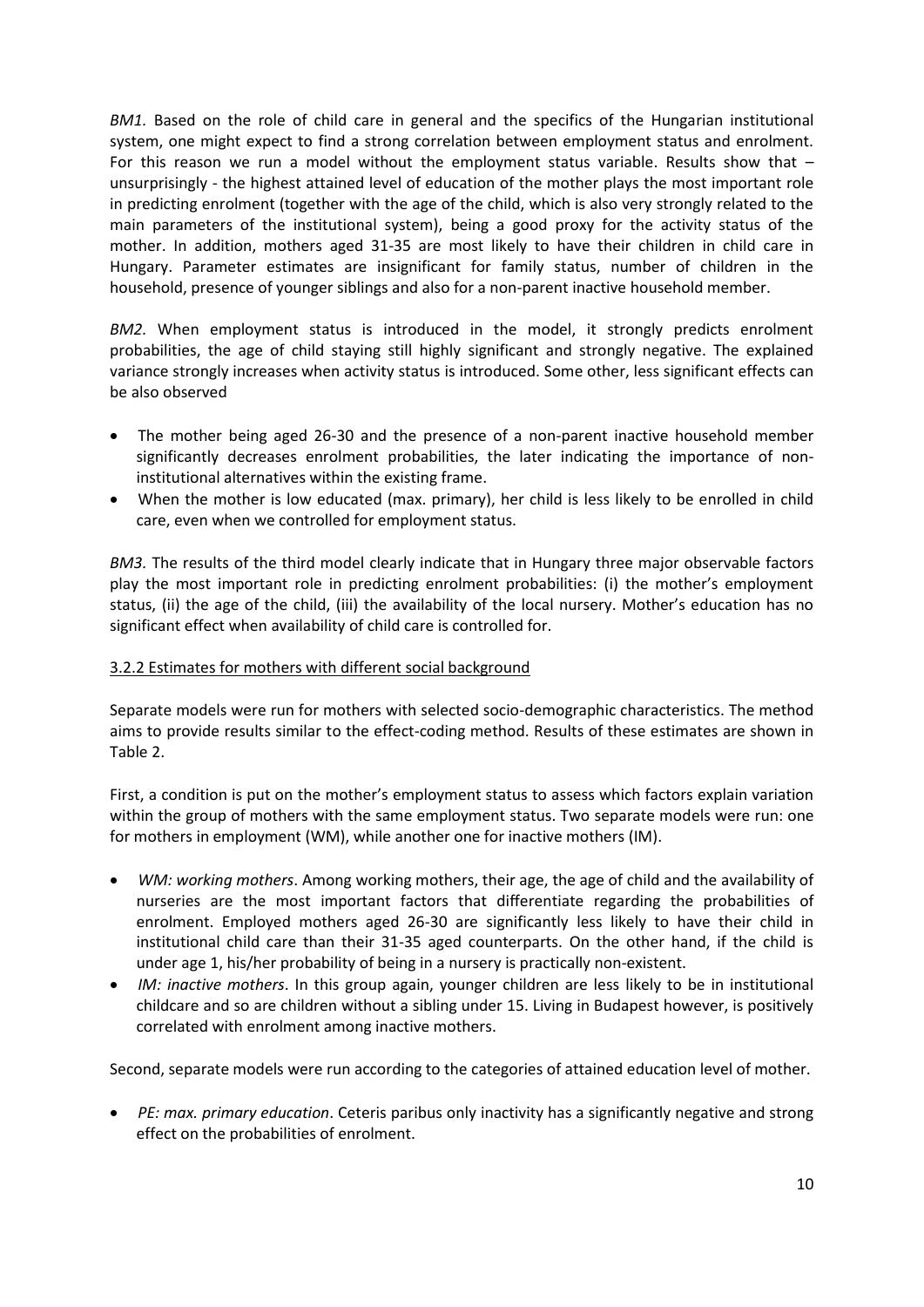*BM1.* Based on the role of child care in general and the specifics of the Hungarian institutional system, one might expect to find a strong correlation between employment status and enrolment. For this reason we run a model without the employment status variable. Results show that – unsurprisingly - the highest attained level of education of the mother plays the most important role in predicting enrolment (together with the age of the child, which is also very strongly related to the main parameters of the institutional system), being a good proxy for the activity status of the mother. In addition, mothers aged 31-35 are most likely to have their children in child care in Hungary. Parameter estimates are insignificant for family status, number of children in the household, presence of younger siblings and also for a non-parent inactive household member.

*BM2.* When employment status is introduced in the model, it strongly predicts enrolment probabilities, the age of child staying still highly significant and strongly negative. The explained variance strongly increases when activity status is introduced. Some other, less significant effects can be also observed

- The mother being aged 26-30 and the presence of a non-parent inactive household member significantly decreases enrolment probabilities, the later indicating the importance of non-institutional alternatives within the existing frame.
- When the mother is low educated (max. primary), her child is less likely to be enrolled in child care, even when we controlled for employment status.

*BM3.* The results of the third model clearly indicate that in Hungary three major observable factors play the most important role in predicting enrolment probabilities: (i) the mother's employment status, (ii) the age of the child, (iii) the availability of the local nursery. Mother's education has no significant effect when availability of child care is controlled for.

### 3.2.2 Estimates for mothers with different social background

Separate models were run for mothers with selected socio-demographic characteristics. The method aims to provide results similar to the effect-coding method. Results of these estimates are shown in Table 2.

First, a condition is put on the mother's employment status to assess which factors explain variation within the group of mothers with the same employment status. Two separate models were run: one for mothers in employment (WM), while another one for inactive mothers (IM).

- *WM: working mothers*. Among working mothers, their age, the age of child and the availability of nurseries are the most important factors that differentiate regarding the probabilities of enrolment. Employed mothers aged 26-30 are significantly less likely to have their child in institutional child care than their 31-35 aged counterparts. On the other hand, if the child is under age 1, his/her probability of being in a nursery is practically non-existent.
- *IM: inactive mothers*. In this group again, younger children are less likely to be in institutional childcare and so are children without a sibling under 15. Living in Budapest however, is positively correlated with enrolment among inactive mothers.

Second, separate models were run according to the categories of attained education level of mother.

- *PE: max. primary education*. Ceteris paribus only inactivity has a significantly negative and strong effect on the probabilities of enrolment.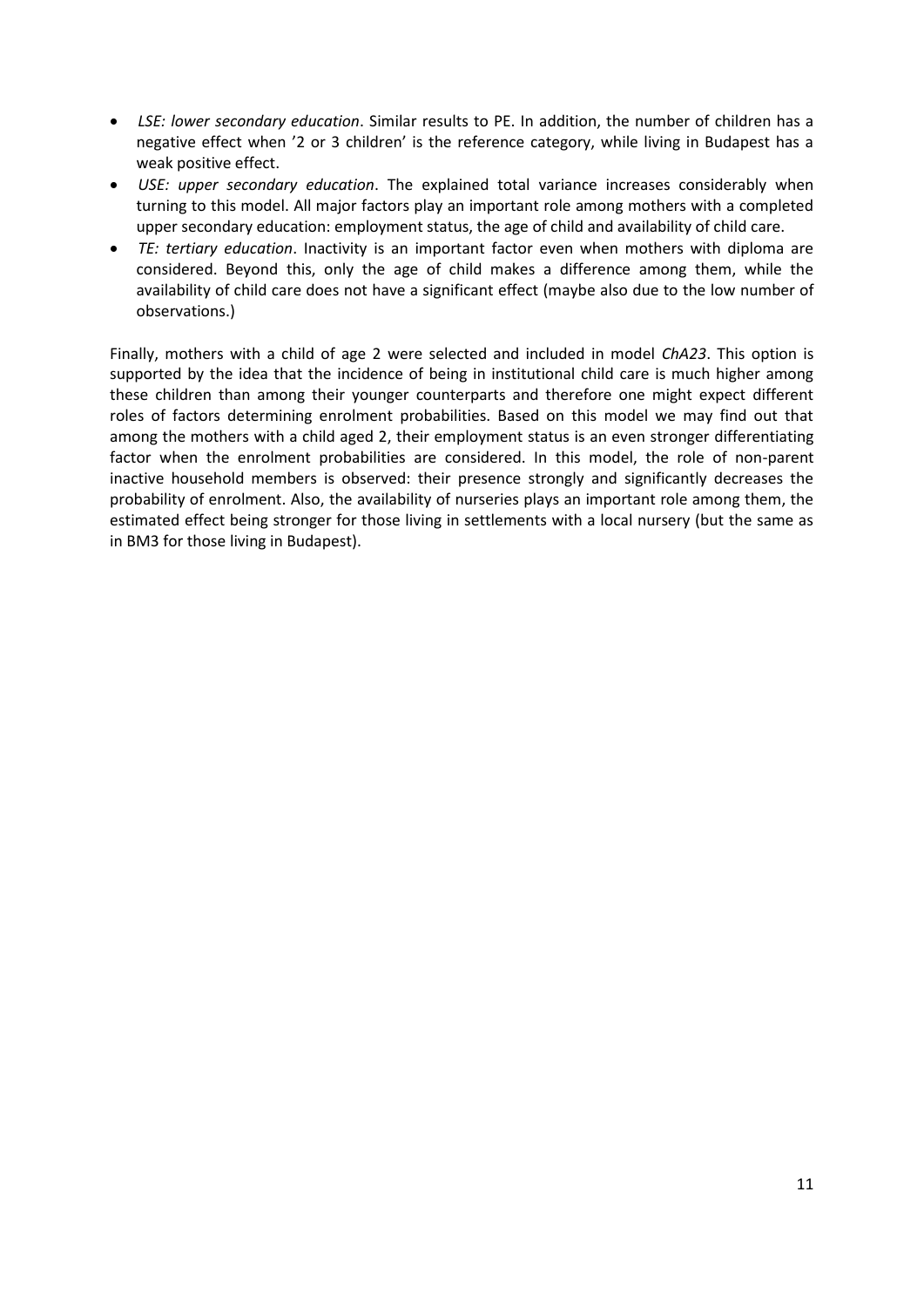- *LSE: lower secondary education*. Similar results to PE. In addition, the number of children has a negative effect when '2 or 3 children' is the reference category, while living in Budapest has a weak positive effect.
- *USE: upper secondary education*. The explained total variance increases considerably when turning to this model. All major factors play an important role among mothers with a completed upper secondary education: employment status, the age of child and availability of child care.
- *TE: tertiary education*. Inactivity is an important factor even when mothers with diploma are considered. Beyond this, only the age of child makes a difference among them, while the availability of child care does not have a significant effect (maybe also due to the low number of observations.)

Finally, mothers with a child of age 2 were selected and included in model *ChA23*. This option is supported by the idea that the incidence of being in institutional child care is much higher among these children than among their younger counterparts and therefore one might expect different roles of factors determining enrolment probabilities. Based on this model we may find out that among the mothers with a child aged 2, their employment status is an even stronger differentiating factor when the enrolment probabilities are considered. In this model, the role of non-parent inactive household members is observed: their presence strongly and significantly decreases the probability of enrolment. Also, the availability of nurseries plays an important role among them, the estimated effect being stronger for those living in settlements with a local nursery (but the same as in BM3 for those living in Budapest).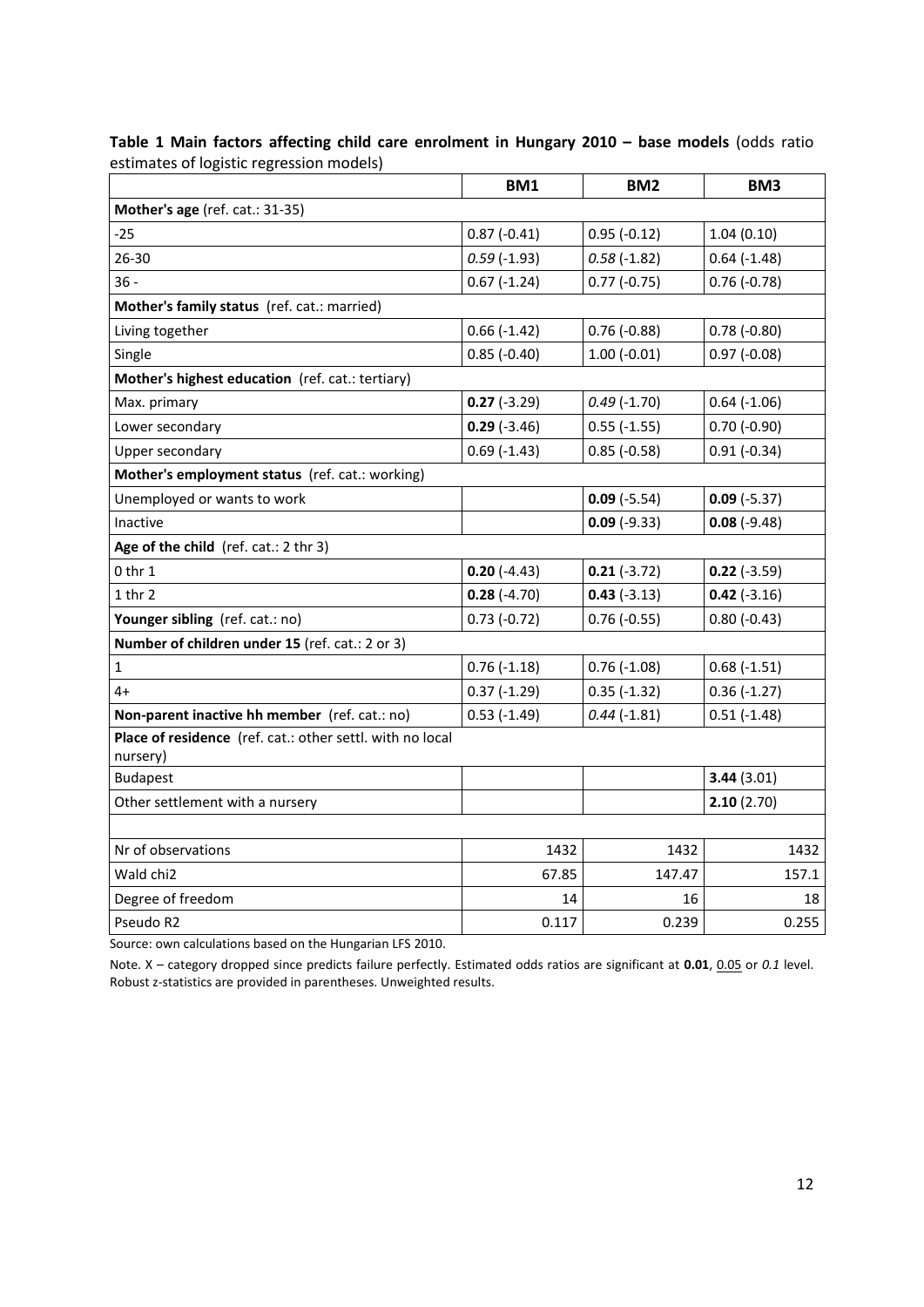**Table 1 Main factors affecting child care enrolment in Hungary 2010 – base models** (odds ratio estimates of logistic regression models)

| | BM1 | BM2 | BM3 |
|---|---|---|---|
| **Mother's age** (ref. cat.: 31-35) | | | |
| -25 | 0.87 (-0.41) | 0.95 (-0.12) | 1.04 (0.10) |
| 26-30 | *0.59* (-1.93) | *0.58* (-1.82) | 0.64 (-1.48) |
| 36 - | 0.67 (-1.24) | 0.77 (-0.75) | 0.76 (-0.78) |
| **Mother's family status** (ref. cat.: married) | | | |
| Living together | 0.66 (-1.42) | 0.76 (-0.88) | 0.78 (-0.80) |
| Single | 0.85 (-0.40) | 1.00 (-0.01) | 0.97 (-0.08) |
| **Mother's highest education** (ref. cat.: tertiary) | | | |
| Max. primary | **0.27** (-3.29) | *0.49* (-1.70) | 0.64 (-1.06) |
| Lower secondary | **0.29** (-3.46) | 0.55 (-1.55) | 0.70 (-0.90) |
| Upper secondary | 0.69 (-1.43) | 0.85 (-0.58) | 0.91 (-0.34) |
| **Mother's employment status** (ref. cat.: working) | | | |
| Unemployed or wants to work | | **0.09** (-5.54) | **0.09** (-5.37) |
| Inactive | | **0.09** (-9.33) | **0.08** (-9.48) |
| **Age of the child** (ref. cat.: 2 thr 3) | | | |
| 0 thr 1 | **0.20** (-4.43) | **0.21** (-3.72) | **0.22** (-3.59) |
| 1 thr 2 | **0.28** (-4.70) | **0.43** (-3.13) | **0.42** (-3.16) |
| **Younger sibling** (ref. cat.: no) | 0.73 (-0.72) | 0.76 (-0.55) | 0.80 (-0.43) |
| **Number of children under 15** (ref. cat.: 2 or 3) | | | |
| 1 | 0.76 (-1.18) | 0.76 (-1.08) | 0.68 (-1.51) |
| 4+ | 0.37 (-1.29) | 0.35 (-1.32) | 0.36 (-1.27) |
| **Non-parent inactive hh member** (ref. cat.: no) | 0.53 (-1.49) | *0.44* (-1.81) | 0.51 (-1.48) |
| **Place of residence** (ref. cat.: other settl. with no local nursery) | | | |
| Budapest | | | **3.44** (3.01) |
| Other settlement with a nursery | | | **2.10** (2.70) |
| | | | |
| Nr of observations | 1432 | 1432 | 1432 |
| Wald chi2 | 67.85 | 147.47 | 157.1 |
| Degree of freedom | 14 | 16 | 18 |
| Pseudo R2 | 0.117 | 0.239 | 0.255 |

Source: own calculations based on the Hungarian LFS 2010.

Note. X – category dropped since predicts failure perfectly. Estimated odds ratios are significant at **0.01**, 0.05 or *0.1* level. Robust z-statistics are provided in parentheses. Unweighted results.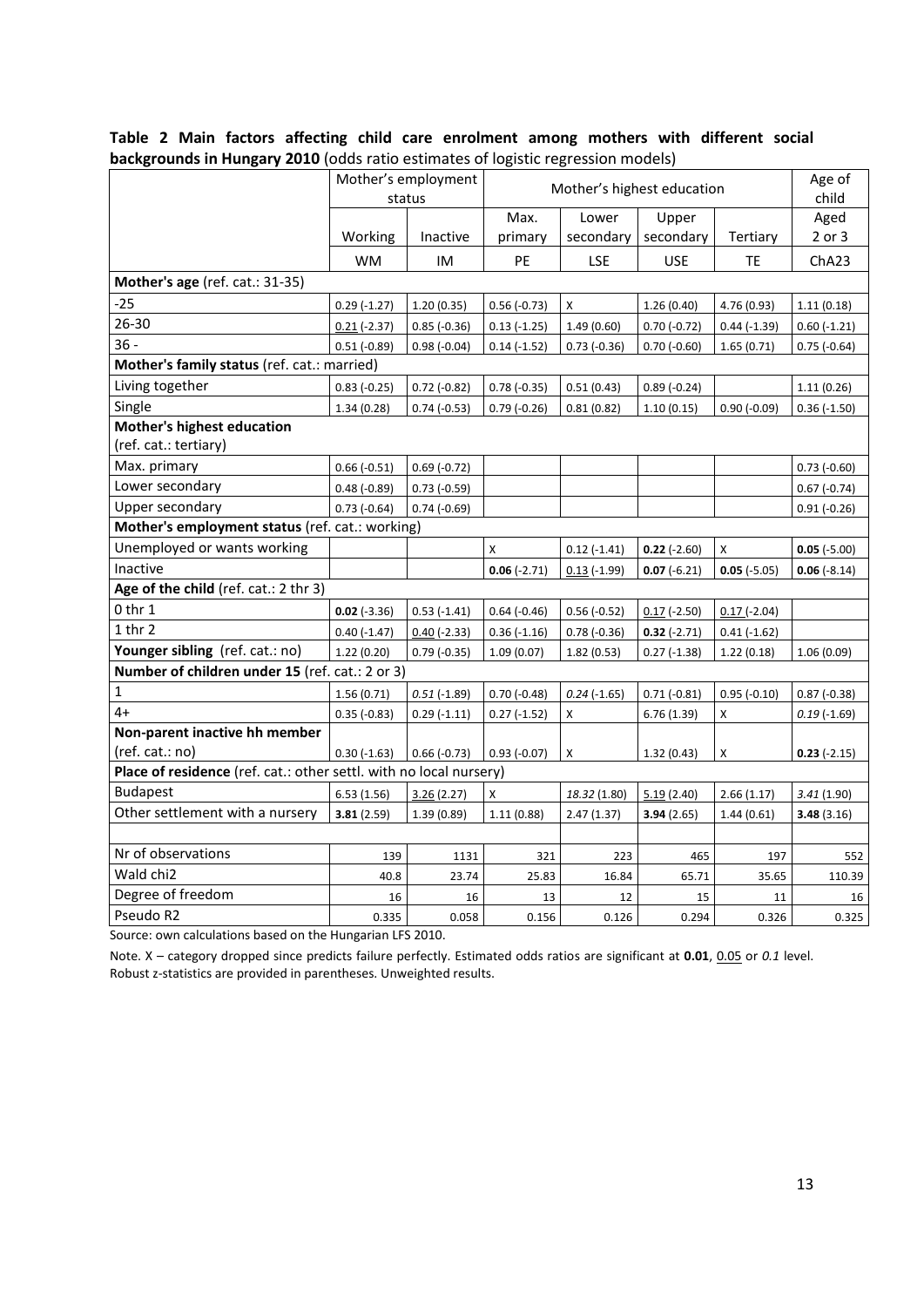**Table 2 Main factors affecting child care enrolment among mothers with different social backgrounds in Hungary 2010** (odds ratio estimates of logistic regression models)

| | Mother's employment status | | Mother's highest education | | | | Age of child |
|---|---|---|---|---|---|---|---|
| | Working | Inactive | Max. primary | Lower secondary | Upper secondary | Tertiary | Aged 2 or 3 |
| | WM | IM | PE | LSE | USE | TE | ChA23 |
| **Mother's age** (ref. cat.: 31-35) | | | | | | | |
| -25 | 0.29 (-1.27) | 1.20 (0.35) | 0.56 (-0.73) | X | 1.26 (0.40) | 4.76 (0.93) | 1.11 (0.18) |
| 26-30 | 0.21 (-2.37) | 0.85 (-0.36) | 0.13 (-1.25) | 1.49 (0.60) | 0.70 (-0.72) | 0.44 (-1.39) | 0.60 (-1.21) |
| 36 - | 0.51 (-0.89) | 0.98 (-0.04) | 0.14 (-1.52) | 0.73 (-0.36) | 0.70 (-0.60) | 1.65 (0.71) | 0.75 (-0.64) |
| **Mother's family status** (ref. cat.: married) | | | | | | | |
| Living together | 0.83 (-0.25) | 0.72 (-0.82) | 0.78 (-0.35) | 0.51 (0.43) | 0.89 (-0.24) | | 1.11 (0.26) |
| Single | 1.34 (0.28) | 0.74 (-0.53) | 0.79 (-0.26) | 0.81 (0.82) | 1.10 (0.15) | 0.90 (-0.09) | 0.36 (-1.50) |
| **Mother's highest education** (ref. cat.: tertiary) | | | | | | | |
| Max. primary | 0.66 (-0.51) | 0.69 (-0.72) | | | | | 0.73 (-0.60) |
| Lower secondary | 0.48 (-0.89) | 0.73 (-0.59) | | | | | 0.67 (-0.74) |
| Upper secondary | 0.73 (-0.64) | 0.74 (-0.69) | | | | | 0.91 (-0.26) |
| **Mother's employment status** (ref. cat.: working) | | | | | | | |
| Unemployed or wants working | | | X | 0.12 (-1.41) | **0.22** (-2.60) | X | **0.05** (-5.00) |
| Inactive | | | **0.06** (-2.71) | 0.13 (-1.99) | **0.07** (-6.21) | **0.05** (-5.05) | **0.06** (-8.14) |
| **Age of the child** (ref. cat.: 2 thr 3) | | | | | | | |
| 0 thr 1 | **0.02** (-3.36) | 0.53 (-1.41) | 0.64 (-0.46) | 0.56 (-0.52) | 0.17 (-2.50) | 0.17 (-2.04) | |
| 1 thr 2 | 0.40 (-1.47) | 0.40 (-2.33) | 0.36 (-1.16) | 0.78 (-0.36) | **0.32** (-2.71) | 0.41 (-1.62) | |
| **Younger sibling** (ref. cat.: no) | 1.22 (0.20) | 0.79 (-0.35) | 1.09 (0.07) | 1.82 (0.53) | 0.27 (-1.38) | 1.22 (0.18) | 1.06 (0.09) |
| **Number of children under 15** (ref. cat.: 2 or 3) | | | | | | | |
| 1 | 1.56 (0.71) | *0.51* (-1.89) | 0.70 (-0.48) | *0.24* (-1.65) | 0.71 (-0.81) | 0.95 (-0.10) | 0.87 (-0.38) |
| 4+ | 0.35 (-0.83) | 0.29 (-1.11) | 0.27 (-1.52) | X | 6.76 (1.39) | X | *0.19* (-1.69) |
| **Non-parent inactive hh member** (ref. cat.: no) | 0.30 (-1.63) | 0.66 (-0.73) | 0.93 (-0.07) | X | 1.32 (0.43) | X | **0.23** (-2.15) |
| **Place of residence** (ref. cat.: other settl. with no local nursery) | | | | | | | |
| Budapest | 6.53 (1.56) | 3.26 (2.27) | X | *18.32* (1.80) | 5.19 (2.40) | 2.66 (1.17) | *3.41* (1.90) |
| Other settlement with a nursery | **3.81** (2.59) | 1.39 (0.89) | 1.11 (0.88) | 2.47 (1.37) | **3.94** (2.65) | 1.44 (0.61) | **3.48** (3.16) |
| | | | | | | | |
| Nr of observations | 139 | 1131 | 321 | 223 | 465 | 197 | 552 |
| Wald chi2 | 40.8 | 23.74 | 25.83 | 16.84 | 65.71 | 35.65 | 110.39 |
| Degree of freedom | 16 | 16 | 13 | 12 | 15 | 11 | 16 |
| Pseudo R2 | 0.335 | 0.058 | 0.156 | 0.126 | 0.294 | 0.326 | 0.325 |

Source: own calculations based on the Hungarian LFS 2010.

Note. X – category dropped since predicts failure perfectly. Estimated odds ratios are significant at **0.01**, 0.05 or *0.1* level. Robust z-statistics are provided in parentheses. Unweighted results.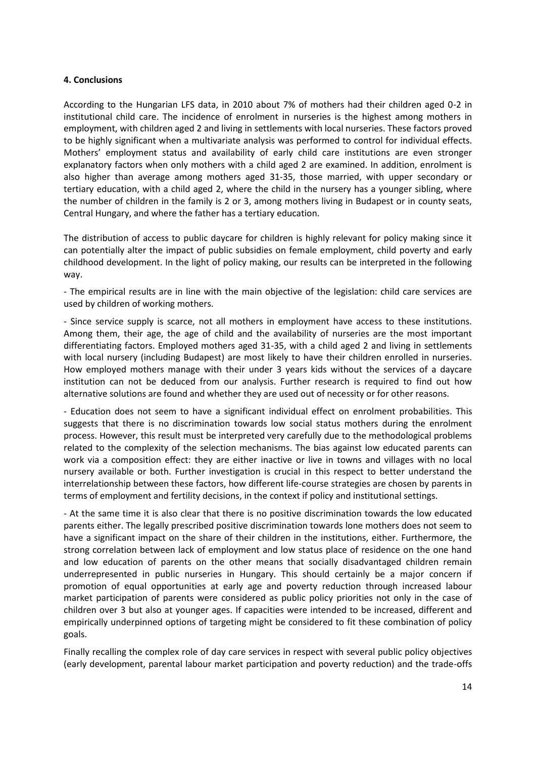### 4. Conclusions

According to the Hungarian LFS data, in 2010 about 7% of mothers had their children aged 0-2 in institutional child care. The incidence of enrolment in nurseries is the highest among mothers in employment, with children aged 2 and living in settlements with local nurseries. These factors proved to be highly significant when a multivariate analysis was performed to control for individual effects. Mothers' employment status and availability of early child care institutions are even stronger explanatory factors when only mothers with a child aged 2 are examined. In addition, enrolment is also higher than average among mothers aged 31-35, those married, with upper secondary or tertiary education, with a child aged 2, where the child in the nursery has a younger sibling, where the number of children in the family is 2 or 3, among mothers living in Budapest or in county seats, Central Hungary, and where the father has a tertiary education.

The distribution of access to public daycare for children is highly relevant for policy making since it can potentially alter the impact of public subsidies on female employment, child poverty and early childhood development. In the light of policy making, our results can be interpreted in the following way.

- The empirical results are in line with the main objective of the legislation: child care services are used by children of working mothers.

- Since service supply is scarce, not all mothers in employment have access to these institutions. Among them, their age, the age of child and the availability of nurseries are the most important differentiating factors. Employed mothers aged 31-35, with a child aged 2 and living in settlements with local nursery (including Budapest) are most likely to have their children enrolled in nurseries. How employed mothers manage with their under 3 years kids without the services of a daycare institution can not be deduced from our analysis. Further research is required to find out how alternative solutions are found and whether they are used out of necessity or for other reasons.

- Education does not seem to have a significant individual effect on enrolment probabilities. This suggests that there is no discrimination towards low social status mothers during the enrolment process. However, this result must be interpreted very carefully due to the methodological problems related to the complexity of the selection mechanisms. The bias against low educated parents can work via a composition effect: they are either inactive or live in towns and villages with no local nursery available or both. Further investigation is crucial in this respect to better understand the interrelationship between these factors, how different life-course strategies are chosen by parents in terms of employment and fertility decisions, in the context if policy and institutional settings.

- At the same time it is also clear that there is no positive discrimination towards the low educated parents either. The legally prescribed positive discrimination towards lone mothers does not seem to have a significant impact on the share of their children in the institutions, either. Furthermore, the strong correlation between lack of employment and low status place of residence on the one hand and low education of parents on the other means that socially disadvantaged children remain underrepresented in public nurseries in Hungary. This should certainly be a major concern if promotion of equal opportunities at early age and poverty reduction through increased labour market participation of parents were considered as public policy priorities not only in the case of children over 3 but also at younger ages. If capacities were intended to be increased, different and empirically underpinned options of targeting might be considered to fit these combination of policy goals.

Finally recalling the complex role of day care services in respect with several public policy objectives (early development, parental labour market participation and poverty reduction) and the trade-offs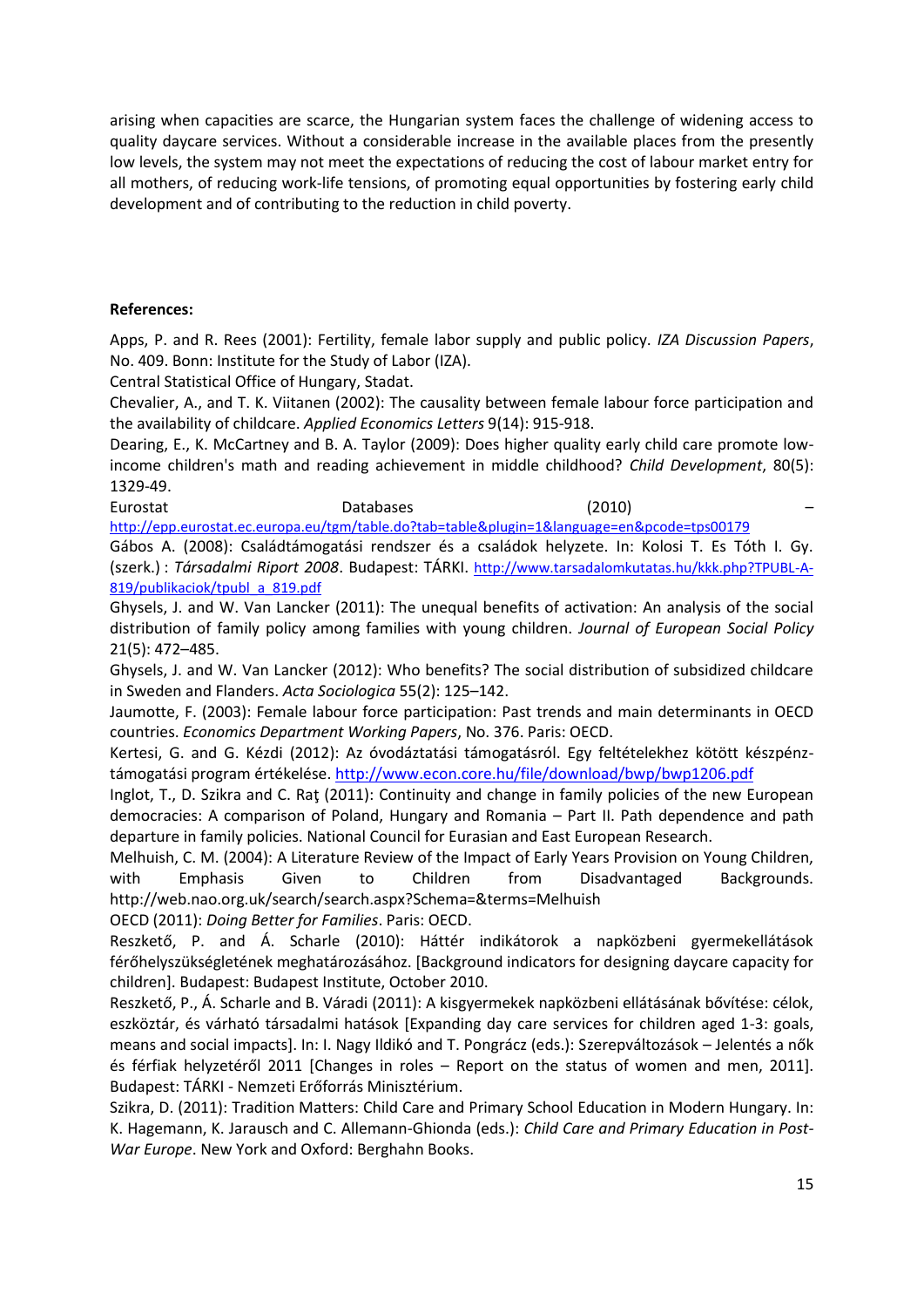arising when capacities are scarce, the Hungarian system faces the challenge of widening access to quality daycare services. Without a considerable increase in the available places from the presently low levels, the system may not meet the expectations of reducing the cost of labour market entry for all mothers, of reducing work-life tensions, of promoting equal opportunities by fostering early child development and of contributing to the reduction in child poverty.

**References:**

Apps, P. and R. Rees (2001): Fertility, female labor supply and public policy. *IZA Discussion Papers*, No. 409. Bonn: Institute for the Study of Labor (IZA).

Central Statistical Office of Hungary, Stadat.

Chevalier, A., and T. K. Viitanen (2002): The causality between female labour force participation and the availability of childcare. *Applied Economics Letters* 9(14): 915-918.

Dearing, E., K. McCartney and B. A. Taylor (2009): Does higher quality early child care promote low-income children's math and reading achievement in middle childhood? *Child Development*, 80(5): 1329-49.

Eurostat Databases (2010) – http://epp.eurostat.ec.europa.eu/tgm/table.do?tab=table&plugin=1&language=en&pcode=tps00179

Gábos A. (2008): Családtámogatási rendszer és a családok helyzete. In: Kolosi T. Es Tóth I. Gy. (szerk.) : *Társadalmi Riport 2008*. Budapest: TÁRKI. http://www.tarsadalomkutatas.hu/kkk.php?TPUBL-A-819/publikaciok/tpubl_a_819.pdf

Ghysels, J. and W. Van Lancker (2011): The unequal benefits of activation: An analysis of the social distribution of family policy among families with young children. *Journal of European Social Policy* 21(5): 472–485.

Ghysels, J. and W. Van Lancker (2012): Who benefits? The social distribution of subsidized childcare in Sweden and Flanders. *Acta Sociologica* 55(2): 125–142.

Jaumotte, F. (2003): Female labour force participation: Past trends and main determinants in OECD countries. *Economics Department Working Papers*, No. 376. Paris: OECD.

Kertesi, G. and G. Kézdi (2012): Az óvodáztatási támogatásról. Egy feltételekhez kötött készpénz-támogatási program értékelése. http://www.econ.core.hu/file/download/bwp/bwp1206.pdf

Inglot, T., D. Szikra and C. Raţ (2011): Continuity and change in family policies of the new European democracies: A comparison of Poland, Hungary and Romania – Part II. Path dependence and path departure in family policies. National Council for Eurasian and East European Research.

Melhuish, C. M. (2004): A Literature Review of the Impact of Early Years Provision on Young Children, with Emphasis Given to Children from Disadvantaged Backgrounds. http://web.nao.org.uk/search/search.aspx?Schema=&terms=Melhuish

OECD (2011): *Doing Better for Families*. Paris: OECD.

Reszkető, P. and Á. Scharle (2010): Háttér indikátorok a napközbeni gyermekellátások férőhelyszükségletének meghatározásához. [Background indicators for designing daycare capacity for children]. Budapest: Budapest Institute, October 2010.

Reszkető, P., Á. Scharle and B. Váradi (2011): A kisgyermekek napközbeni ellátásának bővítése: célok, eszköztár, és várható társadalmi hatások [Expanding day care services for children aged 1-3: goals, means and social impacts]. In: I. Nagy Ildikó and T. Pongrácz (eds.): Szerepváltozások – Jelentés a nők és férfiak helyzetéről 2011 [Changes in roles – Report on the status of women and men, 2011]. Budapest: TÁRKI - Nemzeti Erőforrás Minisztérium.

Szikra, D. (2011): Tradition Matters: Child Care and Primary School Education in Modern Hungary. In: K. Hagemann, K. Jarausch and C. Allemann-Ghionda (eds.): *Child Care and Primary Education in Post-War Europe*. New York and Oxford: Berghahn Books.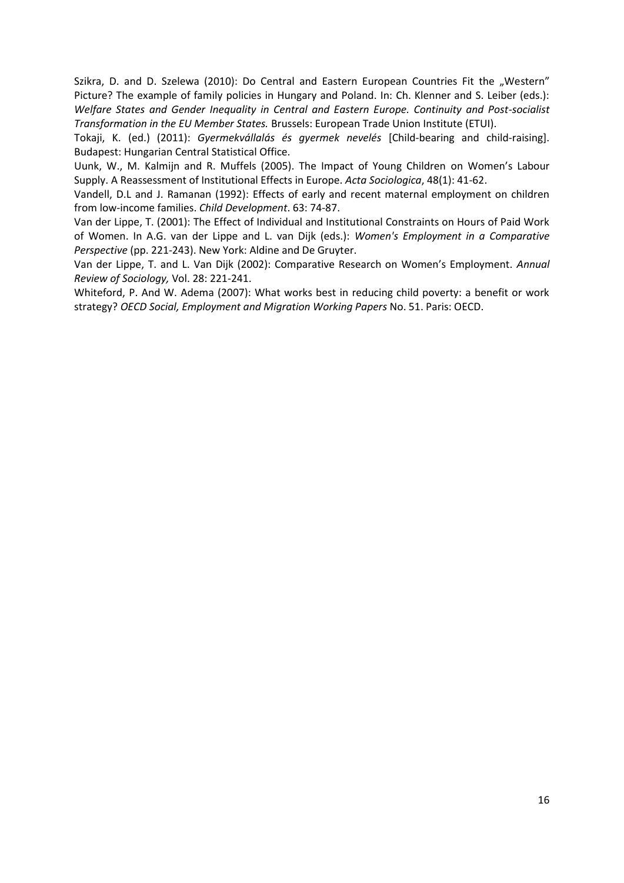Szikra, D. and D. Szelewa (2010): Do Central and Eastern European Countries Fit the „Western" Picture? The example of family policies in Hungary and Poland. In: Ch. Klenner and S. Leiber (eds.): *Welfare States and Gender Inequality in Central and Eastern Europe. Continuity and Post-socialist Transformation in the EU Member States.* Brussels: European Trade Union Institute (ETUI).

Tokaji, K. (ed.) (2011): *Gyermekvállalás és gyermek nevelés* [Child-bearing and child-raising]. Budapest: Hungarian Central Statistical Office.

Uunk, W., M. Kalmijn and R. Muffels (2005). The Impact of Young Children on Women's Labour Supply. A Reassessment of Institutional Effects in Europe. *Acta Sociologica*, 48(1): 41-62.

Vandell, D.L and J. Ramanan (1992): Effects of early and recent maternal employment on children from low-income families. *Child Development*. 63: 74-87.

Van der Lippe, T. (2001): The Effect of Individual and Institutional Constraints on Hours of Paid Work of Women. In A.G. van der Lippe and L. van Dijk (eds.): *Women's Employment in a Comparative Perspective* (pp. 221-243). New York: Aldine and De Gruyter.

Van der Lippe, T. and L. Van Dijk (2002): Comparative Research on Women's Employment. *Annual Review of Sociology,* Vol. 28: 221-241.

Whiteford, P. And W. Adema (2007): What works best in reducing child poverty: a benefit or work strategy? *OECD Social, Employment and Migration Working Papers* No. 51. Paris: OECD.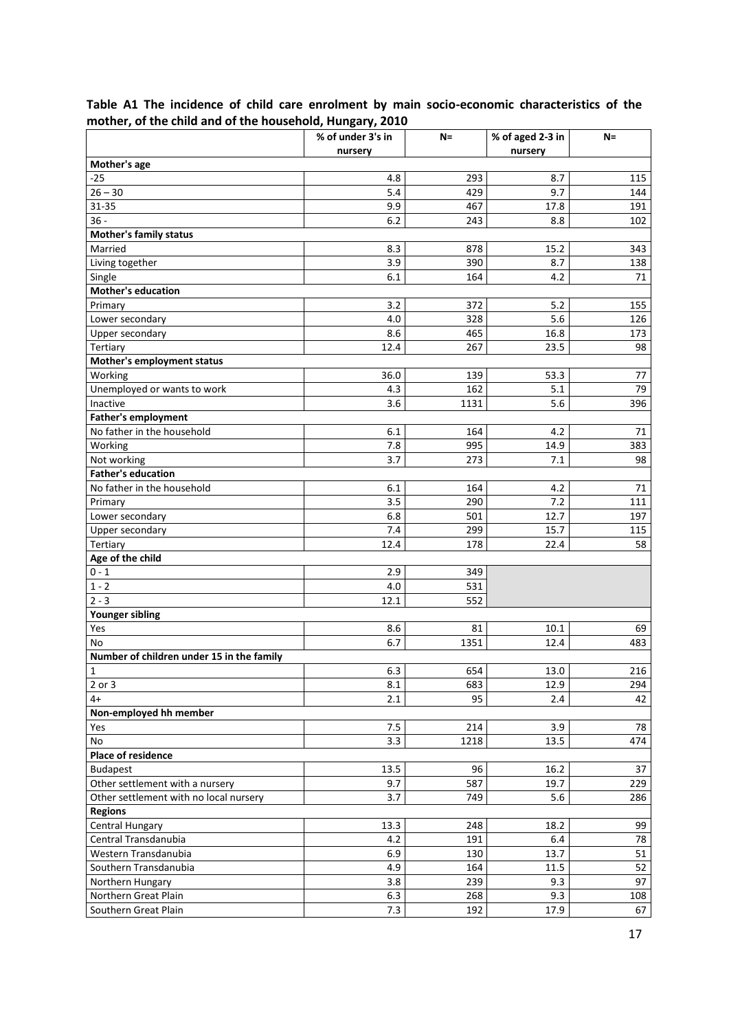**Table A1 The incidence of child care enrolment by main socio-economic characteristics of the mother, of the child and of the household, Hungary, 2010**

| | % of under 3's in nursery | N= | % of aged 2-3 in nursery | N= |
|---|---|---|---|---|
| **Mother's age** | | | | |
| -25 | 4.8 | 293 | 8.7 | 115 |
| 26 – 30 | 5.4 | 429 | 9.7 | 144 |
| 31-35 | 9.9 | 467 | 17.8 | 191 |
| 36 - | 6.2 | 243 | 8.8 | 102 |
| **Mother's family status** | | | | |
| Married | 8.3 | 878 | 15.2 | 343 |
| Living together | 3.9 | 390 | 8.7 | 138 |
| Single | 6.1 | 164 | 4.2 | 71 |
| **Mother's education** | | | | |
| Primary | 3.2 | 372 | 5.2 | 155 |
| Lower secondary | 4.0 | 328 | 5.6 | 126 |
| Upper secondary | 8.6 | 465 | 16.8 | 173 |
| Tertiary | 12.4 | 267 | 23.5 | 98 |
| **Mother's employment status** | | | | |
| Working | 36.0 | 139 | 53.3 | 77 |
| Unemployed or wants to work | 4.3 | 162 | 5.1 | 79 |
| Inactive | 3.6 | 1131 | 5.6 | 396 |
| **Father's employment** | | | | |
| No father in the household | 6.1 | 164 | 4.2 | 71 |
| Working | 7.8 | 995 | 14.9 | 383 |
| Not working | 3.7 | 273 | 7.1 | 98 |
| **Father's education** | | | | |
| No father in the household | 6.1 | 164 | 4.2 | 71 |
| Primary | 3.5 | 290 | 7.2 | 111 |
| Lower secondary | 6.8 | 501 | 12.7 | 197 |
| Upper secondary | 7.4 | 299 | 15.7 | 115 |
| Tertiary | 12.4 | 178 | 22.4 | 58 |
| **Age of the child** | | | | |
| 0 - 1 | 2.9 | 349 | | |
| 1 - 2 | 4.0 | 531 | | |
| 2 - 3 | 12.1 | 552 | | |
| **Younger sibling** | | | | |
| Yes | 8.6 | 81 | 10.1 | 69 |
| No | 6.7 | 1351 | 12.4 | 483 |
| **Number of children under 15 in the family** | | | | |
| 1 | 6.3 | 654 | 13.0 | 216 |
| 2 or 3 | 8.1 | 683 | 12.9 | 294 |
| 4+ | 2.1 | 95 | 2.4 | 42 |
| **Non-employed hh member** | | | | |
| Yes | 7.5 | 214 | 3.9 | 78 |
| No | 3.3 | 1218 | 13.5 | 474 |
| **Place of residence** | | | | |
| Budapest | 13.5 | 96 | 16.2 | 37 |
| Other settlement with a nursery | 9.7 | 587 | 19.7 | 229 |
| Other settlement with no local nursery | 3.7 | 749 | 5.6 | 286 |
| **Regions** | | | | |
| Central Hungary | 13.3 | 248 | 18.2 | 99 |
| Central Transdanubia | 4.2 | 191 | 6.4 | 78 |
| Western Transdanubia | 6.9 | 130 | 13.7 | 51 |
| Southern Transdanubia | 4.9 | 164 | 11.5 | 52 |
| Northern Hungary | 3.8 | 239 | 9.3 | 97 |
| Northern Great Plain | 6.3 | 268 | 9.3 | 108 |
| Southern Great Plain | 7.3 | 192 | 17.9 | 67 |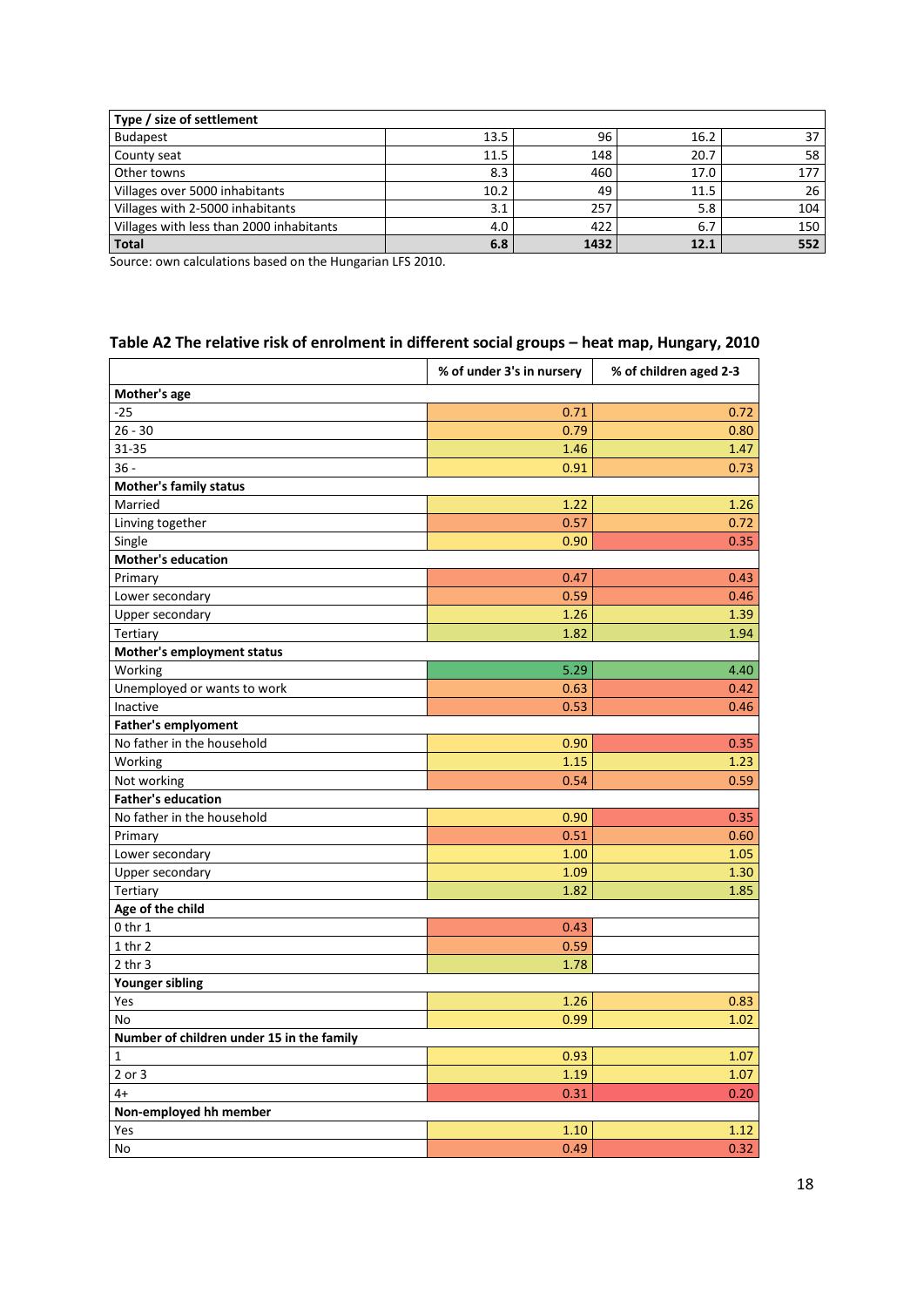| Type / size of settlement | | | | |
|---|---|---|---|---|
| Budapest | 13.5 | 96 | 16.2 | 37 |
| County seat | 11.5 | 148 | 20.7 | 58 |
| Other towns | 8.3 | 460 | 17.0 | 177 |
| Villages over 5000 inhabitants | 10.2 | 49 | 11.5 | 26 |
| Villages with 2-5000 inhabitants | 3.1 | 257 | 5.8 | 104 |
| Villages with less than 2000 inhabitants | 4.0 | 422 | 6.7 | 150 |
| **Total** | **6.8** | **1432** | **12.1** | **552** |

Source: own calculations based on the Hungarian LFS 2010.

### Table A2 The relative risk of enrolment in different social groups – heat map, Hungary, 2010

| | % of under 3's in nursery | % of children aged 2-3 |
|---|---|---|
| **Mother's age** | | |
| -25 | 0.71 | 0.72 |
| 26 - 30 | 0.79 | 0.80 |
| 31-35 | 1.46 | 1.47 |
| 36 - | 0.91 | 0.73 |
| **Mother's family status** | | |
| Married | 1.22 | 1.26 |
| Linving together | 0.57 | 0.72 |
| Single | 0.90 | 0.35 |
| **Mother's education** | | |
| Primary | 0.47 | 0.43 |
| Lower secondary | 0.59 | 0.46 |
| Upper secondary | 1.26 | 1.39 |
| Tertiary | 1.82 | 1.94 |
| **Mother's employment status** | | |
| Working | 5.29 | 4.40 |
| Unemployed or wants to work | 0.63 | 0.42 |
| Inactive | 0.53 | 0.46 |
| **Father's emplyoment** | | |
| No father in the household | 0.90 | 0.35 |
| Working | 1.15 | 1.23 |
| Not working | 0.54 | 0.59 |
| **Father's education** | | |
| No father in the household | 0.90 | 0.35 |
| Primary | 0.51 | 0.60 |
| Lower secondary | 1.00 | 1.05 |
| Upper secondary | 1.09 | 1.30 |
| Tertiary | 1.82 | 1.85 |
| **Age of the child** | | |
| 0 thr 1 | 0.43 | |
| 1 thr 2 | 0.59 | |
| 2 thr 3 | 1.78 | |
| **Younger sibling** | | |
| Yes | 1.26 | 0.83 |
| No | 0.99 | 1.02 |
| **Number of children under 15 in the family** | | |
| 1 | 0.93 | 1.07 |
| 2 or 3 | 1.19 | 1.07 |
| 4+ | 0.31 | 0.20 |
| **Non-employed hh member** | | |
| Yes | 1.10 | 1.12 |
| No | 0.49 | 0.32 |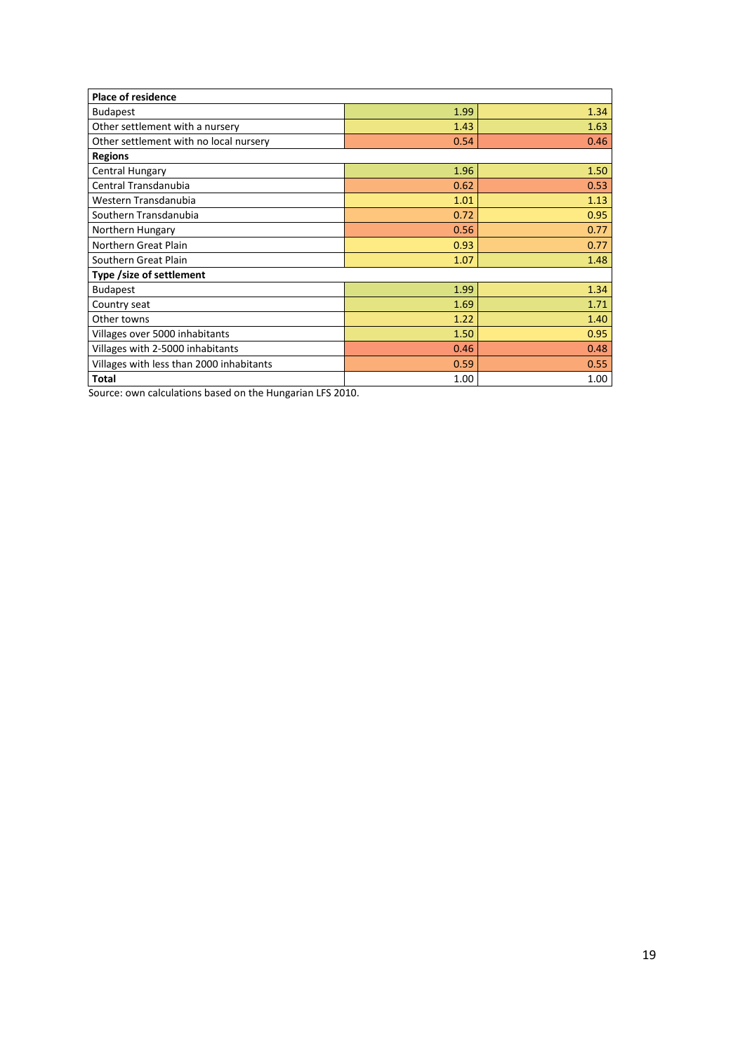| | | |
|---|---|---|
| **Place of residence** | | |
| Budapest | 1.99 | 1.34 |
| Other settlement with a nursery | 1.43 | 1.63 |
| Other settlement with no local nursery | 0.54 | 0.46 |
| **Regions** | | |
| Central Hungary | 1.96 | 1.50 |
| Central Transdanubia | 0.62 | 0.53 |
| Western Transdanubia | 1.01 | 1.13 |
| Southern Transdanubia | 0.72 | 0.95 |
| Northern Hungary | 0.56 | 0.77 |
| Northern Great Plain | 0.93 | 0.77 |
| Southern Great Plain | 1.07 | 1.48 |
| **Type /size of settlement** | | |
| Budapest | 1.99 | 1.34 |
| Country seat | 1.69 | 1.71 |
| Other towns | 1.22 | 1.40 |
| Villages over 5000 inhabitants | 1.50 | 0.95 |
| Villages with 2-5000 inhabitants | 0.46 | 0.48 |
| Villages with less than 2000 inhabitants | 0.59 | 0.55 |
| **Total** | 1.00 | 1.00 |

Source: own calculations based on the Hungarian LFS 2010.